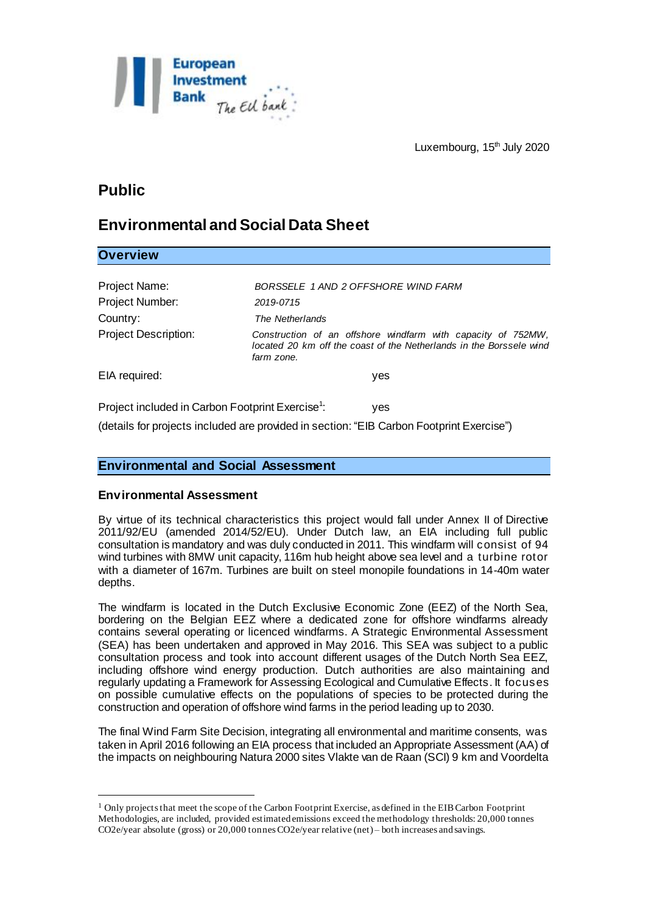Luxembourg, 15th July 2020

# Public

# Environmental and Social Data Sheet

## Overview

| | |
|---|---|
| Project Name: | *BORSSELE 1 AND 2 OFFSHORE WIND FARM* |
| Project Number: | *2019-0715* |
| Country: | *The Netherlands* |
| Project Description: | *Construction of an offshore windfarm with capacity of 752MW, located 20 km off the coast of the Netherlands in the Borssele wind farm zone.* |
| EIA required: | yes |

Project included in Carbon Footprint Exercise[1]: yes

(details for projects included are provided in section: "EIB Carbon Footprint Exercise")

## Environmental and Social Assessment

### Environmental Assessment

By virtue of its technical characteristics this project would fall under Annex II of Directive 2011/92/EU (amended 2014/52/EU). Under Dutch law, an EIA including full public consultation is mandatory and was duly conducted in 2011. This windfarm will consist of 94 wind turbines with 8MW unit capacity, 116m hub height above sea level and a turbine rotor with a diameter of 167m. Turbines are built on steel monopile foundations in 14-40m water depths.

The windfarm is located in the Dutch Exclusive Economic Zone (EEZ) of the North Sea, bordering on the Belgian EEZ where a dedicated zone for offshore windfarms already contains several operating or licenced windfarms. A Strategic Environmental Assessment (SEA) has been undertaken and approved in May 2016. This SEA was subject to a public consultation process and took into account different usages of the Dutch North Sea EEZ, including offshore wind energy production. Dutch authorities are also maintaining and regularly updating a Framework for Assessing Ecological and Cumulative Effects. It focuses on possible cumulative effects on the populations of species to be protected during the construction and operation of offshore wind farms in the period leading up to 2030.

The final Wind Farm Site Decision, integrating all environmental and maritime consents, was taken in April 2016 following an EIA process that included an Appropriate Assessment (AA) of the impacts on neighbouring Natura 2000 sites Vlakte van de Raan (SCI) 9 km and Voordelta

---

[1] Only projects that meet the scope of the Carbon Footprint Exercise, as defined in the EIB Carbon Footprint Methodologies, are included, provided estimated emissions exceed the methodology thresholds: 20,000 tonnes CO2e/year absolute (gross) or 20,000 tonnes CO2e/year relative (net) – both increases and savings.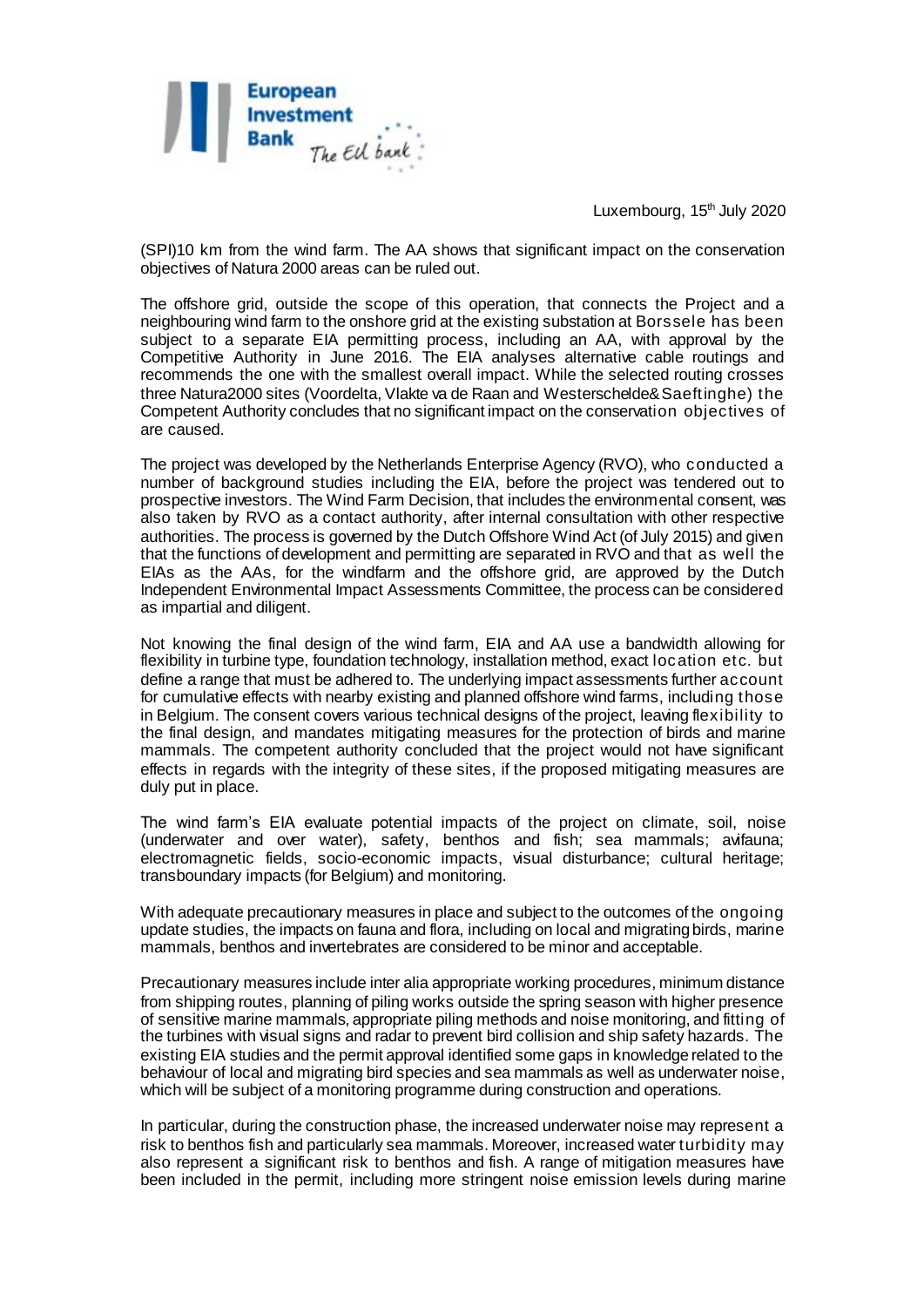(SPI)10 km from the wind farm. The AA shows that significant impact on the conservation objectives of Natura 2000 areas can be ruled out.

The offshore grid, outside the scope of this operation, that connects the Project and a neighbouring wind farm to the onshore grid at the existing substation at Borssele has been subject to a separate EIA permitting process, including an AA, with approval by the Competitive Authority in June 2016. The EIA analyses alternative cable routings and recommends the one with the smallest overall impact. While the selected routing crosses three Natura2000 sites (Voordelta, Vlakte va de Raan and Westerschelde&Saeftinghe) the Competent Authority concludes that no significant impact on the conservation objectives of are caused.

The project was developed by the Netherlands Enterprise Agency (RVO), who conducted a number of background studies including the EIA, before the project was tendered out to prospective investors. The Wind Farm Decision, that includes the environmental consent, was also taken by RVO as a contact authority, after internal consultation with other respective authorities. The process is governed by the Dutch Offshore Wind Act (of July 2015) and given that the functions of development and permitting are separated in RVO and that as well the EIAs as the AAs, for the windfarm and the offshore grid, are approved by the Dutch Independent Environmental Impact Assessments Committee, the process can be considered as impartial and diligent.

Not knowing the final design of the wind farm, EIA and AA use a bandwidth allowing for flexibility in turbine type, foundation technology, installation method, exact location etc. but define a range that must be adhered to. The underlying impact assessments further account for cumulative effects with nearby existing and planned offshore wind farms, including those in Belgium. The consent covers various technical designs of the project, leaving flexibility to the final design, and mandates mitigating measures for the protection of birds and marine mammals. The competent authority concluded that the project would not have significant effects in regards with the integrity of these sites, if the proposed mitigating measures are duly put in place.

The wind farm's EIA evaluate potential impacts of the project on climate, soil, noise (underwater and over water), safety, benthos and fish; sea mammals; avifauna; electromagnetic fields, socio-economic impacts, visual disturbance; cultural heritage; transboundary impacts (for Belgium) and monitoring.

With adequate precautionary measures in place and subject to the outcomes of the ongoing update studies, the impacts on fauna and flora, including on local and migrating birds, marine mammals, benthos and invertebrates are considered to be minor and acceptable.

Precautionary measures include inter alia appropriate working procedures, minimum distance from shipping routes, planning of piling works outside the spring season with higher presence of sensitive marine mammals, appropriate piling methods and noise monitoring, and fitting of the turbines with visual signs and radar to prevent bird collision and ship safety hazards. The existing EIA studies and the permit approval identified some gaps in knowledge related to the behaviour of local and migrating bird species and sea mammals as well as underwater noise, which will be subject of a monitoring programme during construction and operations.

In particular, during the construction phase, the increased underwater noise may represent a risk to benthos fish and particularly sea mammals. Moreover, increased water turbidity may also represent a significant risk to benthos and fish. A range of mitigation measures have been included in the permit, including more stringent noise emission levels during marine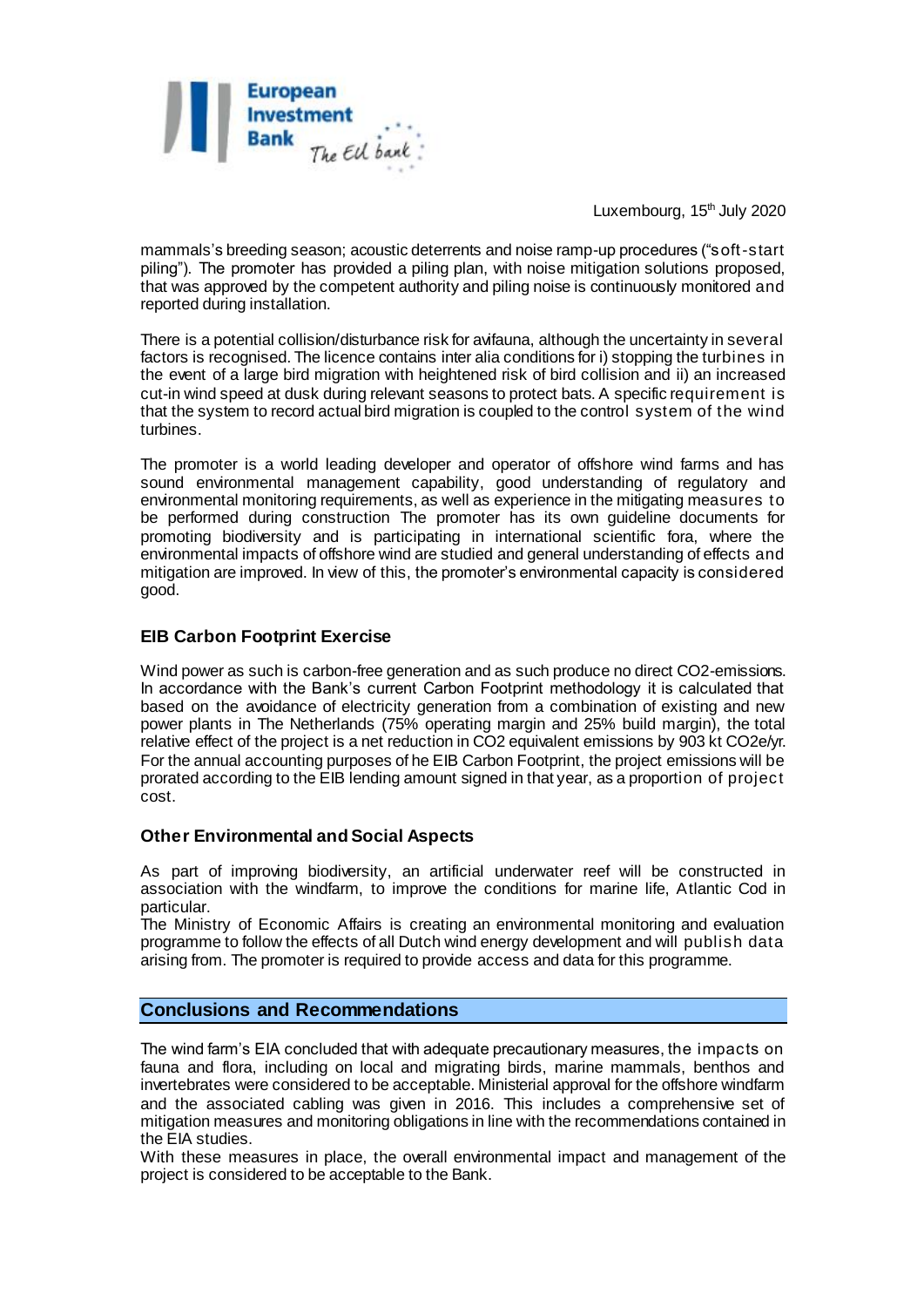mammals's breeding season; acoustic deterrents and noise ramp-up procedures ("soft-start piling"). The promoter has provided a piling plan, with noise mitigation solutions proposed, that was approved by the competent authority and piling noise is continuously monitored and reported during installation.

There is a potential collision/disturbance risk for avifauna, although the uncertainty in several factors is recognised. The licence contains inter alia conditions for i) stopping the turbines in the event of a large bird migration with heightened risk of bird collision and ii) an increased cut-in wind speed at dusk during relevant seasons to protect bats. A specific requirement is that the system to record actual bird migration is coupled to the control system of the wind turbines.

The promoter is a world leading developer and operator of offshore wind farms and has sound environmental management capability, good understanding of regulatory and environmental monitoring requirements, as well as experience in the mitigating measures to be performed during construction The promoter has its own guideline documents for promoting biodiversity and is participating in international scientific fora, where the environmental impacts of offshore wind are studied and general understanding of effects and mitigation are improved. In view of this, the promoter's environmental capacity is considered good.

### EIB Carbon Footprint Exercise

Wind power as such is carbon-free generation and as such produce no direct CO2-emissions. In accordance with the Bank's current Carbon Footprint methodology it is calculated that based on the avoidance of electricity generation from a combination of existing and new power plants in The Netherlands (75% operating margin and 25% build margin), the total relative effect of the project is a net reduction in CO2 equivalent emissions by 903 kt CO2e/yr. For the annual accounting purposes of he EIB Carbon Footprint, the project emissions will be prorated according to the EIB lending amount signed in that year, as a proportion of project cost.

### Other Environmental and Social Aspects

As part of improving biodiversity, an artificial underwater reef will be constructed in association with the windfarm, to improve the conditions for marine life, Atlantic Cod in particular.
The Ministry of Economic Affairs is creating an environmental monitoring and evaluation programme to follow the effects of all Dutch wind energy development and will publish data arising from. The promoter is required to provide access and data for this programme.

## Conclusions and Recommendations

The wind farm's EIA concluded that with adequate precautionary measures, the impacts on fauna and flora, including on local and migrating birds, marine mammals, benthos and invertebrates were considered to be acceptable. Ministerial approval for the offshore windfarm and the associated cabling was given in 2016. This includes a comprehensive set of mitigation measures and monitoring obligations in line with the recommendations contained in the EIA studies.
With these measures in place, the overall environmental impact and management of the project is considered to be acceptable to the Bank.